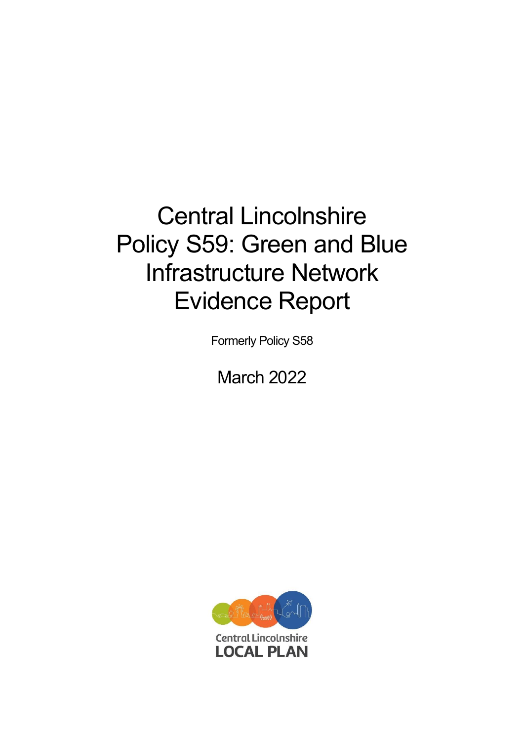# Central Lincolnshire Policy S59: Green and Blue Infrastructure Network Evidence Report

Formerly Policy S58

March 2022

Central Lincolnshire
LOCAL PLAN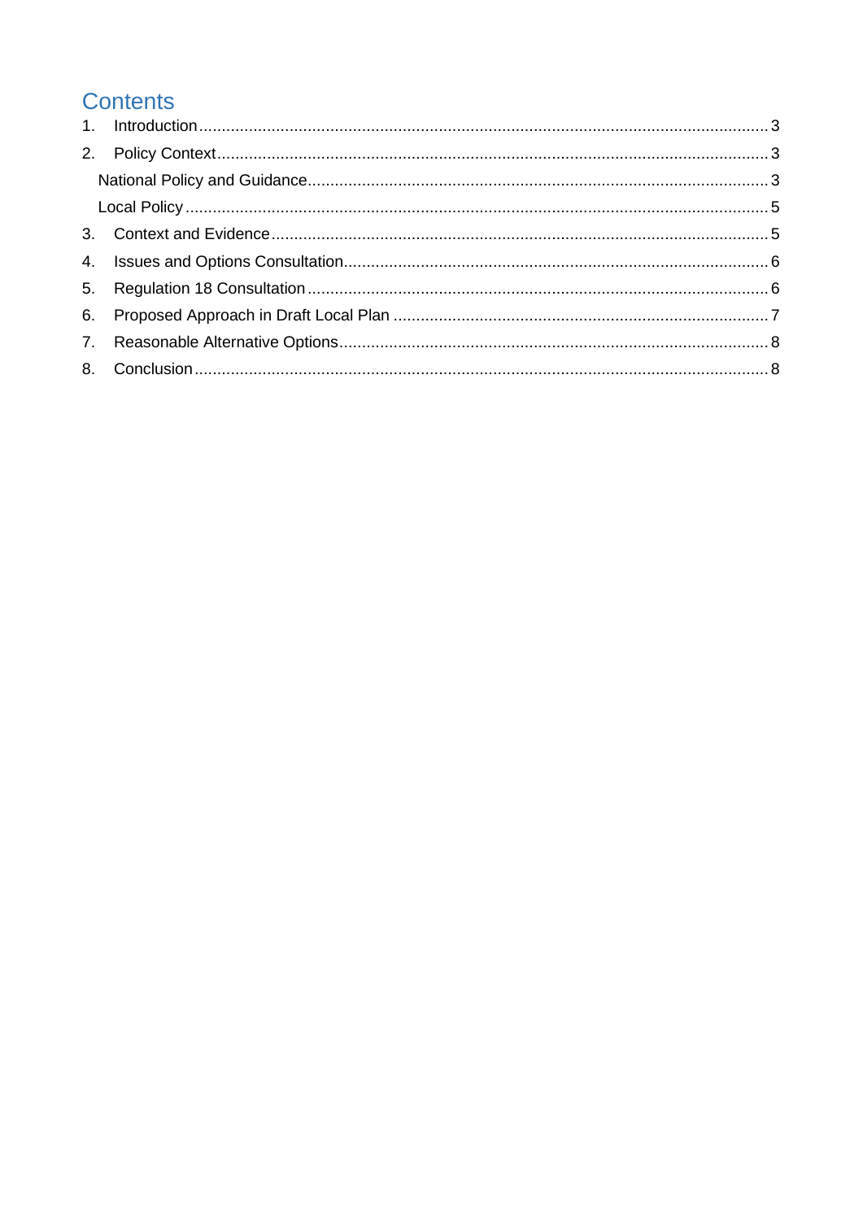# Contents

1. Introduction ........ 3
2. Policy Context ........ 3
   - National Policy and Guidance ........ 3
   - Local Policy ........ 5
3. Context and Evidence ........ 5
4. Issues and Options Consultation ........ 6
5. Regulation 18 Consultation ........ 6
6. Proposed Approach in Draft Local Plan ........ 7
7. Reasonable Alternative Options ........ 8
8. Conclusion ........ 8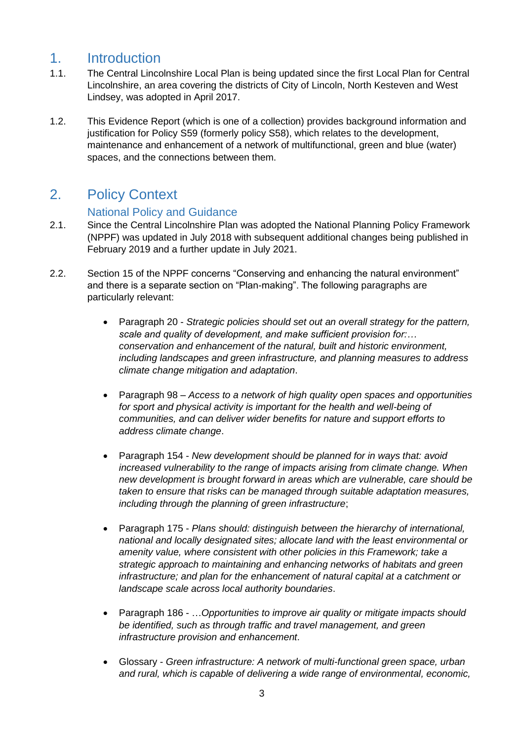# 1. Introduction

1.1. The Central Lincolnshire Local Plan is being updated since the first Local Plan for Central Lincolnshire, an area covering the districts of City of Lincoln, North Kesteven and West Lindsey, was adopted in April 2017.

1.2. This Evidence Report (which is one of a collection) provides background information and justification for Policy S59 (formerly policy S58), which relates to the development, maintenance and enhancement of a network of multifunctional, green and blue (water) spaces, and the connections between them.

# 2. Policy Context

## National Policy and Guidance

2.1. Since the Central Lincolnshire Plan was adopted the National Planning Policy Framework (NPPF) was updated in July 2018 with subsequent additional changes being published in February 2019 and a further update in July 2021.

2.2. Section 15 of the NPPF concerns “Conserving and enhancing the natural environment” and there is a separate section on “Plan-making”. The following paragraphs are particularly relevant:

- Paragraph 20 - *Strategic policies should set out an overall strategy for the pattern, scale and quality of development, and make sufficient provision for:… conservation and enhancement of the natural, built and historic environment, including landscapes and green infrastructure, and planning measures to address climate change mitigation and adaptation*.

- Paragraph 98 – *Access to a network of high quality open spaces and opportunities for sport and physical activity is important for the health and well-being of communities, and can deliver wider benefits for nature and support efforts to address climate change*.

- Paragraph 154 - *New development should be planned for in ways that: avoid increased vulnerability to the range of impacts arising from climate change. When new development is brought forward in areas which are vulnerable, care should be taken to ensure that risks can be managed through suitable adaptation measures, including through the planning of green infrastructure*;

- Paragraph 175 - *Plans should: distinguish between the hierarchy of international, national and locally designated sites; allocate land with the least environmental or amenity value, where consistent with other policies in this Framework; take a strategic approach to maintaining and enhancing networks of habitats and green infrastructure; and plan for the enhancement of natural capital at a catchment or landscape scale across local authority boundaries*.

- Paragraph 186 - …*Opportunities to improve air quality or mitigate impacts should be identified, such as through traffic and travel management, and green infrastructure provision and enhancement*.

- Glossary - *Green infrastructure: A network of multi-functional green space, urban and rural, which is capable of delivering a wide range of environmental, economic,*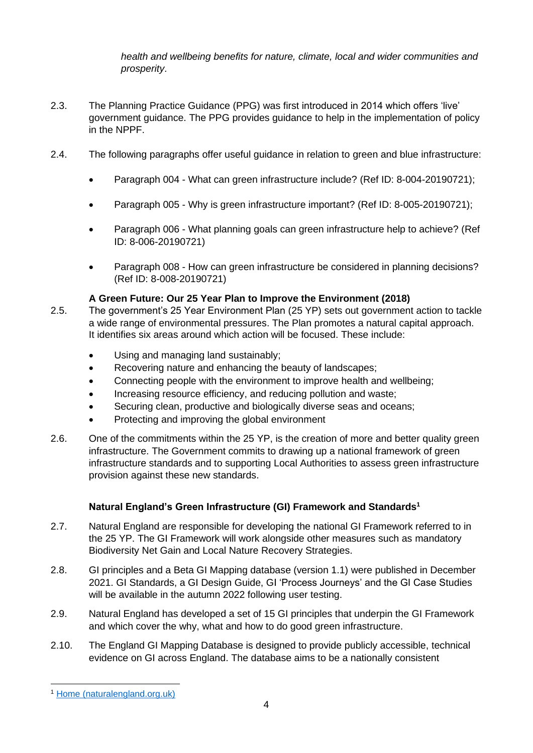*health and wellbeing benefits for nature, climate, local and wider communities and prosperity*.

2.3. The Planning Practice Guidance (PPG) was first introduced in 2014 which offers 'live' government guidance. The PPG provides guidance to help in the implementation of policy in the NPPF.

2.4. The following paragraphs offer useful guidance in relation to green and blue infrastructure:

- Paragraph 004 - What can green infrastructure include? (Ref ID: 8-004-20190721);
- Paragraph 005 - Why is green infrastructure important? (Ref ID: 8-005-20190721);
- Paragraph 006 - What planning goals can green infrastructure help to achieve? (Ref ID: 8-006-20190721)
- Paragraph 008 - How can green infrastructure be considered in planning decisions? (Ref ID: 8-008-20190721)

**A Green Future: Our 25 Year Plan to Improve the Environment (2018)**

2.5. The government's 25 Year Environment Plan (25 YP) sets out government action to tackle a wide range of environmental pressures. The Plan promotes a natural capital approach. It identifies six areas around which action will be focused. These include:

- Using and managing land sustainably;
- Recovering nature and enhancing the beauty of landscapes;
- Connecting people with the environment to improve health and wellbeing;
- Increasing resource efficiency, and reducing pollution and waste;
- Securing clean, productive and biologically diverse seas and oceans;
- Protecting and improving the global environment

2.6. One of the commitments within the 25 YP, is the creation of more and better quality green infrastructure. The Government commits to drawing up a national framework of green infrastructure standards and to supporting Local Authorities to assess green infrastructure provision against these new standards.

**Natural England's Green Infrastructure (GI) Framework and Standards[1]**

2.7. Natural England are responsible for developing the national GI Framework referred to in the 25 YP. The GI Framework will work alongside other measures such as mandatory Biodiversity Net Gain and Local Nature Recovery Strategies.

2.8. GI principles and a Beta GI Mapping database (version 1.1) were published in December 2021. GI Standards, a GI Design Guide, GI 'Process Journeys' and the GI Case Studies will be available in the autumn 2022 following user testing.

2.9. Natural England has developed a set of 15 GI principles that underpin the GI Framework and which cover the why, what and how to do good green infrastructure.

2.10. The England GI Mapping Database is designed to provide publicly accessible, technical evidence on GI across England. The database aims to be a nationally consistent

[1] Home (naturalengland.org.uk)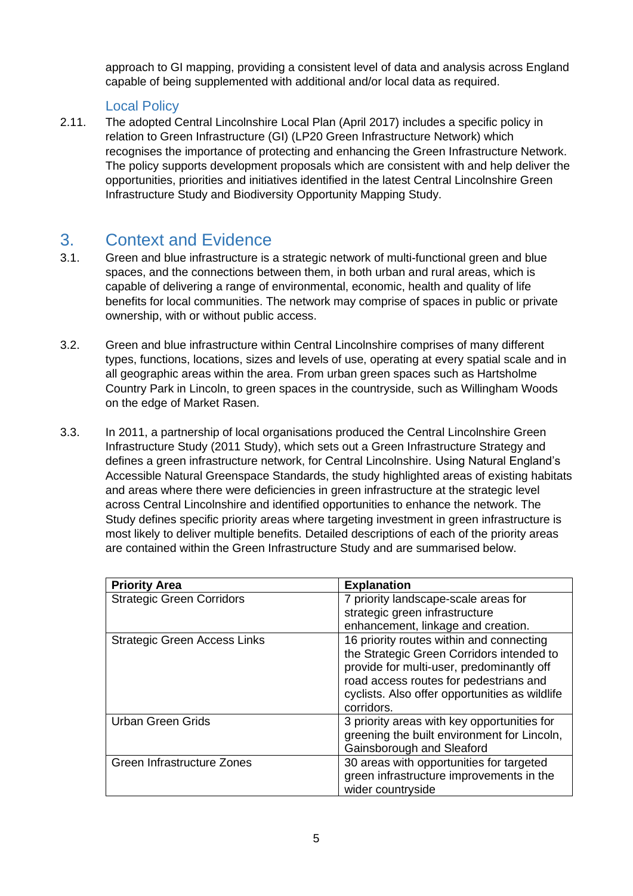approach to GI mapping, providing a consistent level of data and analysis across England capable of being supplemented with additional and/or local data as required.

### Local Policy

2.11. The adopted Central Lincolnshire Local Plan (April 2017) includes a specific policy in relation to Green Infrastructure (GI) (LP20 Green Infrastructure Network) which recognises the importance of protecting and enhancing the Green Infrastructure Network. The policy supports development proposals which are consistent with and help deliver the opportunities, priorities and initiatives identified in the latest Central Lincolnshire Green Infrastructure Study and Biodiversity Opportunity Mapping Study.

## 3. Context and Evidence

3.1. Green and blue infrastructure is a strategic network of multi-functional green and blue spaces, and the connections between them, in both urban and rural areas, which is capable of delivering a range of environmental, economic, health and quality of life benefits for local communities. The network may comprise of spaces in public or private ownership, with or without public access.

3.2. Green and blue infrastructure within Central Lincolnshire comprises of many different types, functions, locations, sizes and levels of use, operating at every spatial scale and in all geographic areas within the area. From urban green spaces such as Hartsholme Country Park in Lincoln, to green spaces in the countryside, such as Willingham Woods on the edge of Market Rasen.

3.3. In 2011, a partnership of local organisations produced the Central Lincolnshire Green Infrastructure Study (2011 Study), which sets out a Green Infrastructure Strategy and defines a green infrastructure network, for Central Lincolnshire. Using Natural England's Accessible Natural Greenspace Standards, the study highlighted areas of existing habitats and areas where there were deficiencies in green infrastructure at the strategic level across Central Lincolnshire and identified opportunities to enhance the network. The Study defines specific priority areas where targeting investment in green infrastructure is most likely to deliver multiple benefits. Detailed descriptions of each of the priority areas are contained within the Green Infrastructure Study and are summarised below.

| Priority Area | Explanation |
|---|---|
| Strategic Green Corridors | 7 priority landscape-scale areas for strategic green infrastructure enhancement, linkage and creation. |
| Strategic Green Access Links | 16 priority routes within and connecting the Strategic Green Corridors intended to provide for multi-user, predominantly off road access routes for pedestrians and cyclists. Also offer opportunities as wildlife corridors. |
| Urban Green Grids | 3 priority areas with key opportunities for greening the built environment for Lincoln, Gainsborough and Sleaford |
| Green Infrastructure Zones | 30 areas with opportunities for targeted green infrastructure improvements in the wider countryside |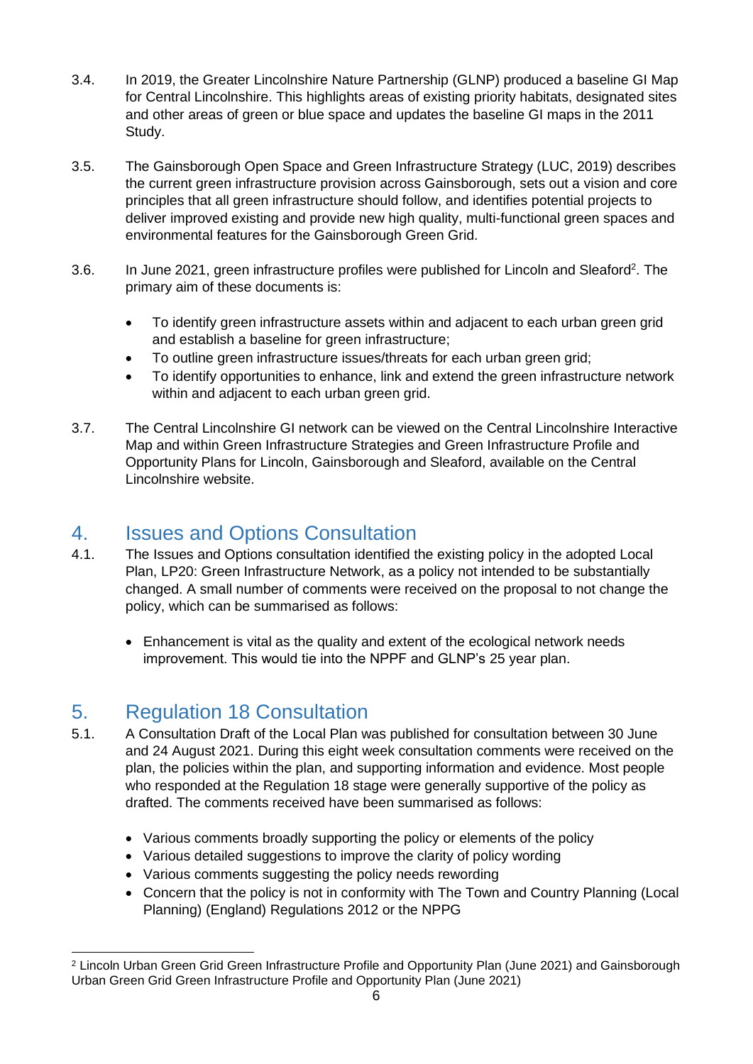3.4. In 2019, the Greater Lincolnshire Nature Partnership (GLNP) produced a baseline GI Map for Central Lincolnshire. This highlights areas of existing priority habitats, designated sites and other areas of green or blue space and updates the baseline GI maps in the 2011 Study.

3.5. The Gainsborough Open Space and Green Infrastructure Strategy (LUC, 2019) describes the current green infrastructure provision across Gainsborough, sets out a vision and core principles that all green infrastructure should follow, and identifies potential projects to deliver improved existing and provide new high quality, multi-functional green spaces and environmental features for the Gainsborough Green Grid.

3.6. In June 2021, green infrastructure profiles were published for Lincoln and Sleaford[2]. The primary aim of these documents is:

- To identify green infrastructure assets within and adjacent to each urban green grid and establish a baseline for green infrastructure;
- To outline green infrastructure issues/threats for each urban green grid;
- To identify opportunities to enhance, link and extend the green infrastructure network within and adjacent to each urban green grid.

3.7. The Central Lincolnshire GI network can be viewed on the Central Lincolnshire Interactive Map and within Green Infrastructure Strategies and Green Infrastructure Profile and Opportunity Plans for Lincoln, Gainsborough and Sleaford, available on the Central Lincolnshire website.

## 4. Issues and Options Consultation

4.1. The Issues and Options consultation identified the existing policy in the adopted Local Plan, LP20: Green Infrastructure Network, as a policy not intended to be substantially changed. A small number of comments were received on the proposal to not change the policy, which can be summarised as follows:

- Enhancement is vital as the quality and extent of the ecological network needs improvement. This would tie into the NPPF and GLNP's 25 year plan.

## 5. Regulation 18 Consultation

5.1. A Consultation Draft of the Local Plan was published for consultation between 30 June and 24 August 2021. During this eight week consultation comments were received on the plan, the policies within the plan, and supporting information and evidence. Most people who responded at the Regulation 18 stage were generally supportive of the policy as drafted. The comments received have been summarised as follows:

- Various comments broadly supporting the policy or elements of the policy
- Various detailed suggestions to improve the clarity of policy wording
- Various comments suggesting the policy needs rewording
- Concern that the policy is not in conformity with The Town and Country Planning (Local Planning) (England) Regulations 2012 or the NPPG

[2] Lincoln Urban Green Grid Green Infrastructure Profile and Opportunity Plan (June 2021) and Gainsborough Urban Green Grid Green Infrastructure Profile and Opportunity Plan (June 2021)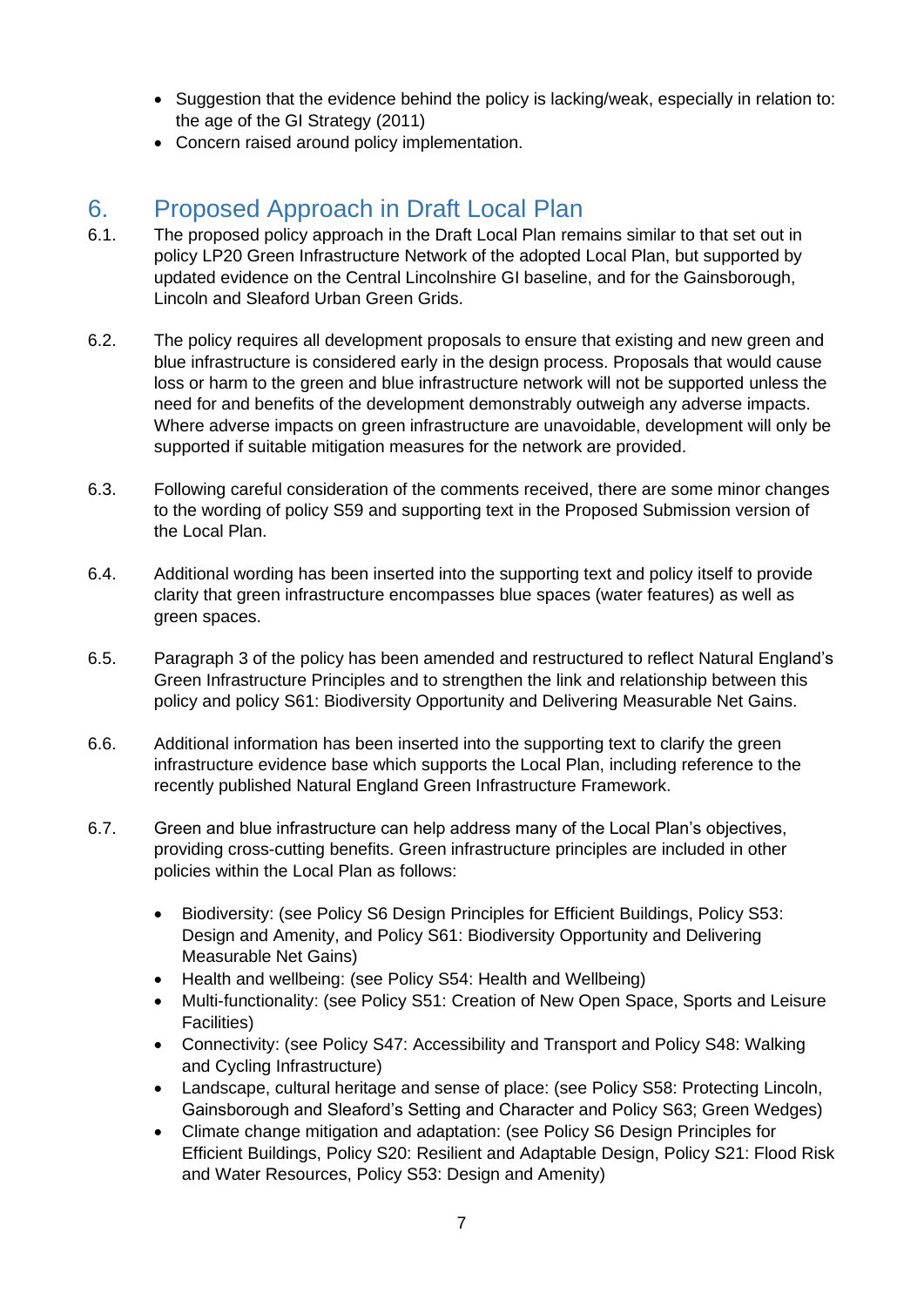- Suggestion that the evidence behind the policy is lacking/weak, especially in relation to: the age of the GI Strategy (2011)
- Concern raised around policy implementation.

## 6. Proposed Approach in Draft Local Plan

6.1. The proposed policy approach in the Draft Local Plan remains similar to that set out in policy LP20 Green Infrastructure Network of the adopted Local Plan, but supported by updated evidence on the Central Lincolnshire GI baseline, and for the Gainsborough, Lincoln and Sleaford Urban Green Grids.

6.2. The policy requires all development proposals to ensure that existing and new green and blue infrastructure is considered early in the design process. Proposals that would cause loss or harm to the green and blue infrastructure network will not be supported unless the need for and benefits of the development demonstrably outweigh any adverse impacts. Where adverse impacts on green infrastructure are unavoidable, development will only be supported if suitable mitigation measures for the network are provided.

6.3. Following careful consideration of the comments received, there are some minor changes to the wording of policy S59 and supporting text in the Proposed Submission version of the Local Plan.

6.4. Additional wording has been inserted into the supporting text and policy itself to provide clarity that green infrastructure encompasses blue spaces (water features) as well as green spaces.

6.5. Paragraph 3 of the policy has been amended and restructured to reflect Natural England's Green Infrastructure Principles and to strengthen the link and relationship between this policy and policy S61: Biodiversity Opportunity and Delivering Measurable Net Gains.

6.6. Additional information has been inserted into the supporting text to clarify the green infrastructure evidence base which supports the Local Plan, including reference to the recently published Natural England Green Infrastructure Framework.

6.7. Green and blue infrastructure can help address many of the Local Plan's objectives, providing cross-cutting benefits. Green infrastructure principles are included in other policies within the Local Plan as follows:

- Biodiversity: (see Policy S6 Design Principles for Efficient Buildings, Policy S53: Design and Amenity, and Policy S61: Biodiversity Opportunity and Delivering Measurable Net Gains)
- Health and wellbeing: (see Policy S54: Health and Wellbeing)
- Multi-functionality: (see Policy S51: Creation of New Open Space, Sports and Leisure Facilities)
- Connectivity: (see Policy S47: Accessibility and Transport and Policy S48: Walking and Cycling Infrastructure)
- Landscape, cultural heritage and sense of place: (see Policy S58: Protecting Lincoln, Gainsborough and Sleaford's Setting and Character and Policy S63; Green Wedges)
- Climate change mitigation and adaptation: (see Policy S6 Design Principles for Efficient Buildings, Policy S20: Resilient and Adaptable Design, Policy S21: Flood Risk and Water Resources, Policy S53: Design and Amenity)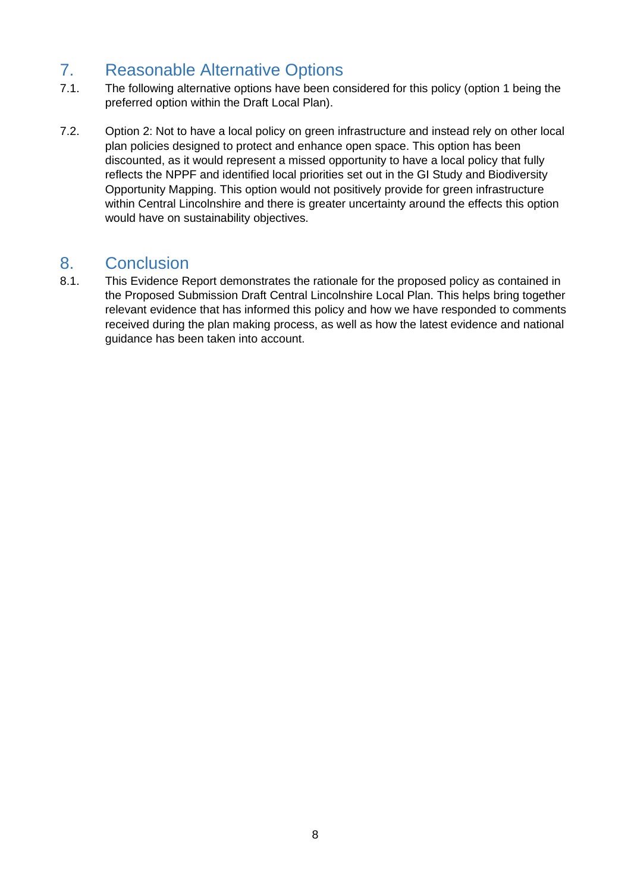# 7. Reasonable Alternative Options

7.1. The following alternative options have been considered for this policy (option 1 being the preferred option within the Draft Local Plan).

7.2. Option 2: Not to have a local policy on green infrastructure and instead rely on other local plan policies designed to protect and enhance open space. This option has been discounted, as it would represent a missed opportunity to have a local policy that fully reflects the NPPF and identified local priorities set out in the GI Study and Biodiversity Opportunity Mapping. This option would not positively provide for green infrastructure within Central Lincolnshire and there is greater uncertainty around the effects this option would have on sustainability objectives.

# 8. Conclusion

8.1. This Evidence Report demonstrates the rationale for the proposed policy as contained in the Proposed Submission Draft Central Lincolnshire Local Plan. This helps bring together relevant evidence that has informed this policy and how we have responded to comments received during the plan making process, as well as how the latest evidence and national guidance has been taken into account.